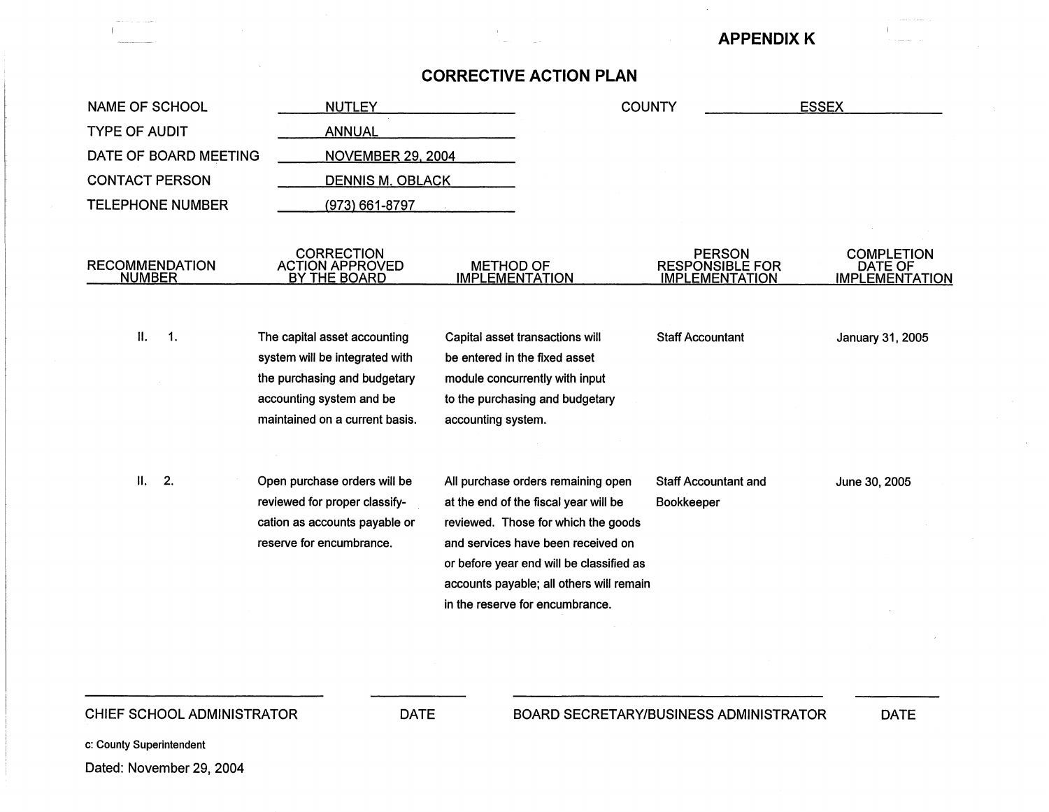**APPENDIX K**

## CORRECTIVE ACTION PLAN

| | | | |
|---|---|---|---|
| NAME OF SCHOOL | NUTLEY | COUNTY | ESSEX |
| TYPE OF AUDIT | ANNUAL | | |
| DATE OF BOARD MEETING | NOVEMBER 29, 2004 | | |
| CONTACT PERSON | DENNIS M. OBLACK | | |
| TELEPHONE NUMBER | (973) 661-8797 | | |

| RECOMMENDATION NUMBER | CORRECTION ACTION APPROVED BY THE BOARD | METHOD OF IMPLEMENTATION | PERSON RESPONSIBLE FOR IMPLEMENTATION | COMPLETION DATE OF IMPLEMENTATION |
|---|---|---|---|---|
| II. 1. | The capital asset accounting system will be integrated with the purchasing and budgetary accounting system and be maintained on a current basis. | Capital asset transactions will be entered in the fixed asset module concurrently with input to the purchasing and budgetary accounting system. | Staff Accountant | January 31, 2005 |
| II. 2. | Open purchase orders will be reviewed for proper classify-cation as accounts payable or reserve for encumbrance. | All purchase orders remaining open at the end of the fiscal year will be reviewed. Those for which the goods and services have been received on or before year end will be classified as accounts payable; all others will remain in the reserve for encumbrance. | Staff Accountant and Bookkeeper | June 30, 2005 |

CHIEF SCHOOL ADMINISTRATOR ______________ DATE ______________

BOARD SECRETARY/BUSINESS ADMINISTRATOR ______________ DATE ______________

c: County Superintendent

Dated: November 29, 2004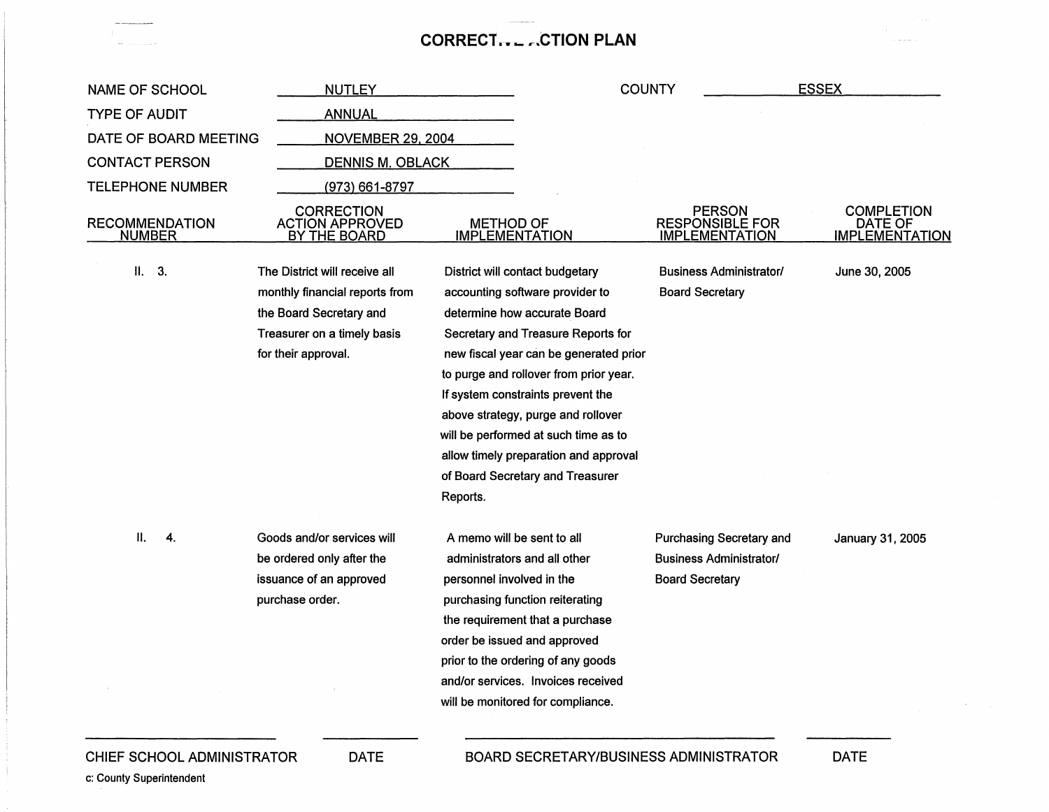# CORRECT... ..CTION PLAN

| | | | |
|---|---|---|---|
| NAME OF SCHOOL | NUTLEY | COUNTY | ESSEX |
| TYPE OF AUDIT | ANNUAL | | |
| DATE OF BOARD MEETING | NOVEMBER 29, 2004 | | |
| CONTACT PERSON | DENNIS M. OBLACK | | |
| TELEPHONE NUMBER | (973) 661-8797 | | |

| RECOMMENDATION NUMBER | CORRECTION ACTION APPROVED BY THE BOARD | METHOD OF IMPLEMENTATION | PERSON RESPONSIBLE FOR IMPLEMENTATION | COMPLETION DATE OF IMPLEMENTATION |
|---|---|---|---|---|
| II. 3. | The District will receive all monthly financial reports from the Board Secretary and Treasurer on a timely basis for their approval. | District will contact budgetary accounting software provider to determine how accurate Board Secretary and Treasure Reports for new fiscal year can be generated prior to purge and rollover from prior year. If system constraints prevent the above strategy, purge and rollover will be performed at such time as to allow timely preparation and approval of Board Secretary and Treasurer Reports. | Business Administrator/ Board Secretary | June 30, 2005 |
| II. 4. | Goods and/or services will be ordered only after the issuance of an approved purchase order. | A memo will be sent to all administrators and all other personnel involved in the purchasing function reiterating the requirement that a purchase order be issued and approved prior to the ordering of any goods and/or services. Invoices received will be monitored for compliance. | Purchasing Secretary and Business Administrator/ Board Secretary | January 31, 2005 |

CHIEF SCHOOL ADMINISTRATOR &nbsp;&nbsp;&nbsp; DATE &nbsp;&nbsp;&nbsp; BOARD SECRETARY/BUSINESS ADMINISTRATOR &nbsp;&nbsp;&nbsp; DATE

c: County Superintendent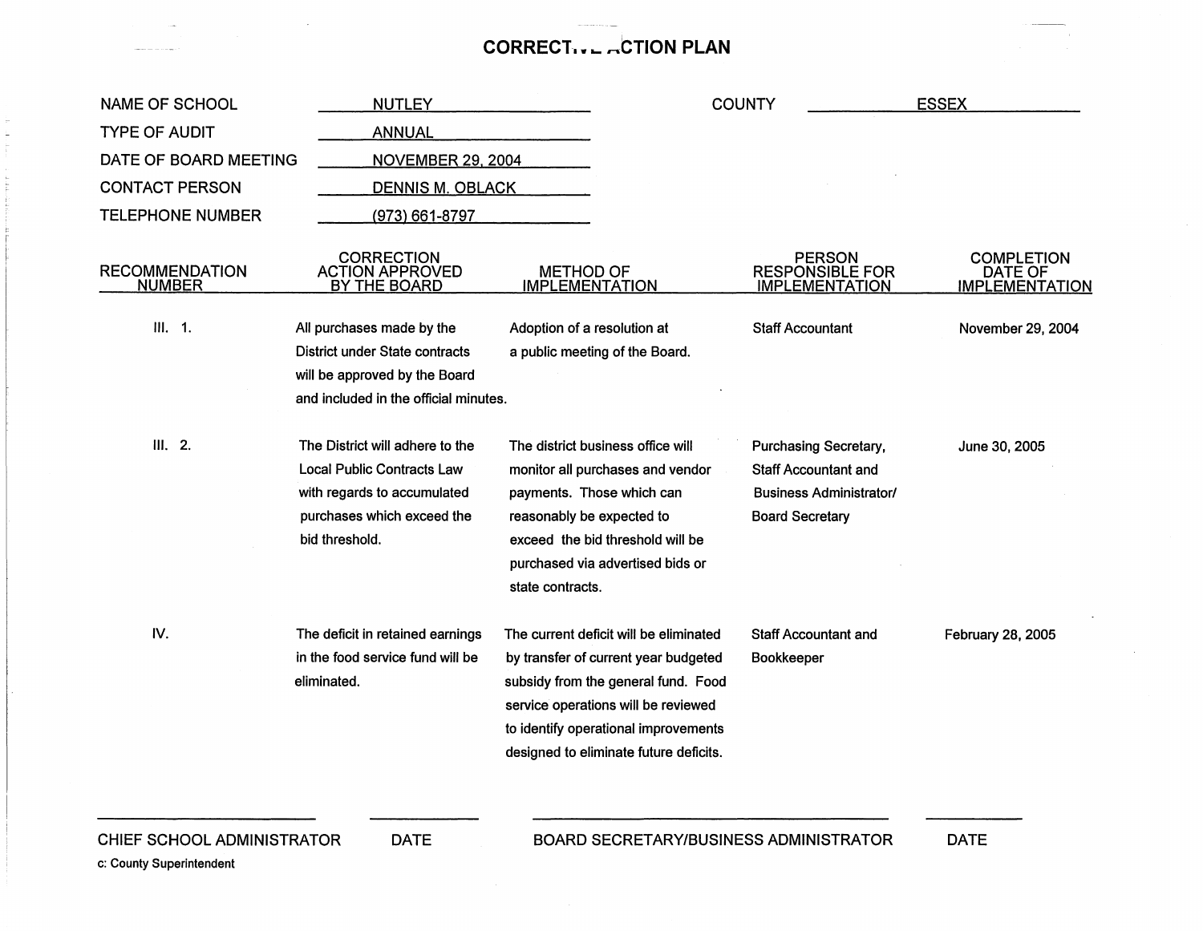# CORRECTIVE ACTION PLAN

| | | | |
|---|---|---|---|
| NAME OF SCHOOL | NUTLEY | COUNTY | ESSEX |
| TYPE OF AUDIT | ANNUAL | | |
| DATE OF BOARD MEETING | NOVEMBER 29, 2004 | | |
| CONTACT PERSON | DENNIS M. OBLACK | | |
| TELEPHONE NUMBER | (973) 661-8797 | | |

| RECOMMENDATION NUMBER | CORRECTION ACTION APPROVED BY THE BOARD | METHOD OF IMPLEMENTATION | PERSON RESPONSIBLE FOR IMPLEMENTATION | COMPLETION DATE OF IMPLEMENTATION |
|---|---|---|---|---|
| III. 1. | All purchases made by the District under State contracts will be approved by the Board and included in the official minutes. | Adoption of a resolution at a public meeting of the Board. | Staff Accountant | November 29, 2004 |
| III. 2. | The District will adhere to the Local Public Contracts Law with regards to accumulated purchases which exceed the bid threshold. | The district business office will monitor all purchases and vendor payments. Those which can reasonably be expected to exceed the bid threshold will be purchased via advertised bids or state contracts. | Purchasing Secretary, Staff Accountant and Business Administrator/ Board Secretary | June 30, 2005 |
| IV. | The deficit in retained earnings in the food service fund will be eliminated. | The current deficit will be eliminated by transfer of current year budgeted subsidy from the general fund. Food service operations will be reviewed to identify operational improvements designed to eliminate future deficits. | Staff Accountant and Bookkeeper | February 28, 2005 |

CHIEF SCHOOL ADMINISTRATOR ____________ DATE ____________

BOARD SECRETARY/BUSINESS ADMINISTRATOR ____________ DATE ____________

c: County Superintendent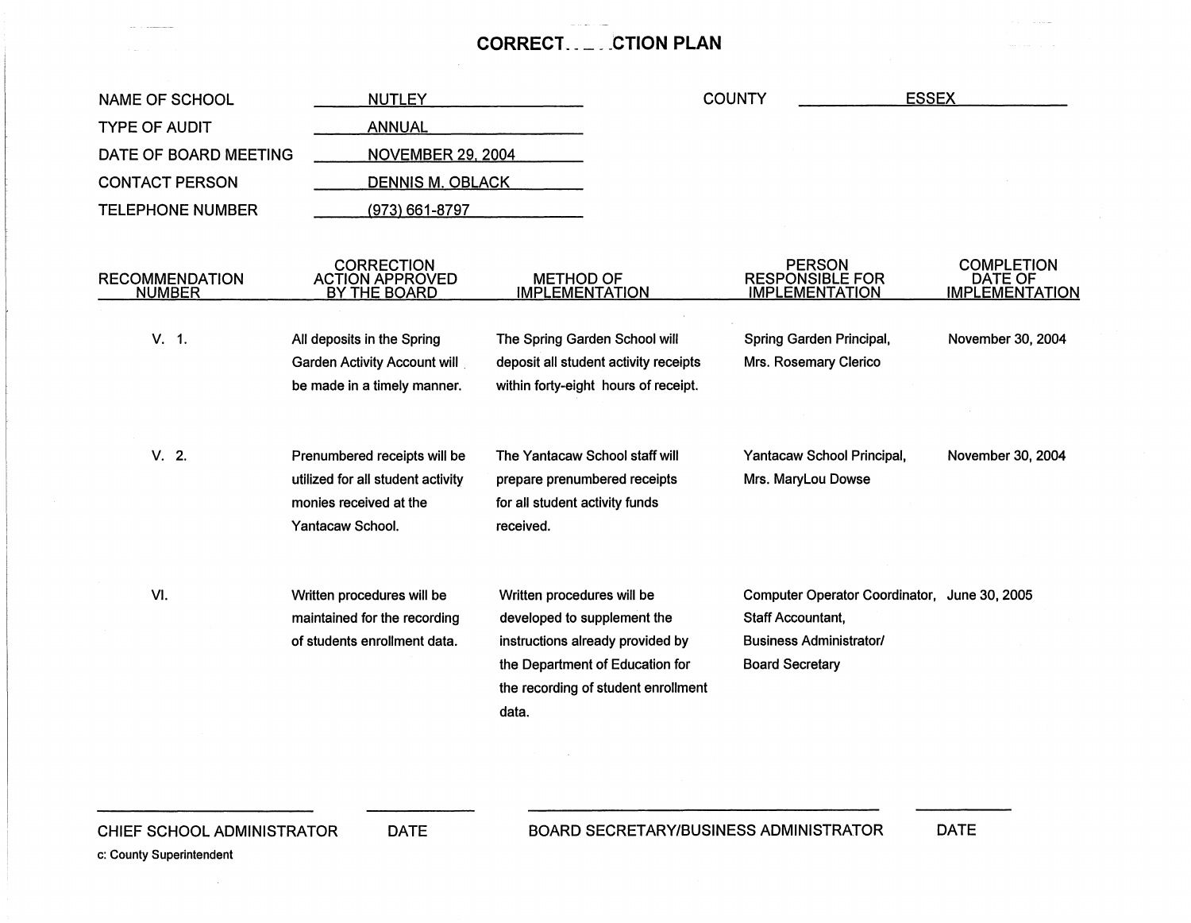# CORRECT. . _ . .CTION PLAN

| | | | |
|---|---|---|---|
| NAME OF SCHOOL | NUTLEY | COUNTY | ESSEX |
| TYPE OF AUDIT | ANNUAL | | |
| DATE OF BOARD MEETING | NOVEMBER 29, 2004 | | |
| CONTACT PERSON | DENNIS M. OBLACK | | |
| TELEPHONE NUMBER | (973) 661-8797 | | |

| RECOMMENDATION NUMBER | CORRECTION ACTION APPROVED BY THE BOARD | METHOD OF IMPLEMENTATION | PERSON RESPONSIBLE FOR IMPLEMENTATION | COMPLETION DATE OF IMPLEMENTATION |
|---|---|---|---|---|
| V. 1. | All deposits in the Spring Garden Activity Account will be made in a timely manner. | The Spring Garden School will deposit all student activity receipts within forty-eight hours of receipt. | Spring Garden Principal, Mrs. Rosemary Clerico | November 30, 2004 |
| V. 2. | Prenumbered receipts will be utilized for all student activity monies received at the Yantacaw School. | The Yantacaw School staff will prepare prenumbered receipts for all student activity funds received. | Yantacaw School Principal, Mrs. MaryLou Dowse | November 30, 2004 |
| VI. | Written procedures will be maintained for the recording of students enrollment data. | Written procedures will be developed to supplement the instructions already provided by the Department of Education for the recording of student enrollment data. | Computer Operator Coordinator, Staff Accountant, Business Administrator/ Board Secretary | June 30, 2005 |

CHIEF SCHOOL ADMINISTRATOR DATE

BOARD SECRETARY/BUSINESS ADMINISTRATOR DATE

c: County Superintendent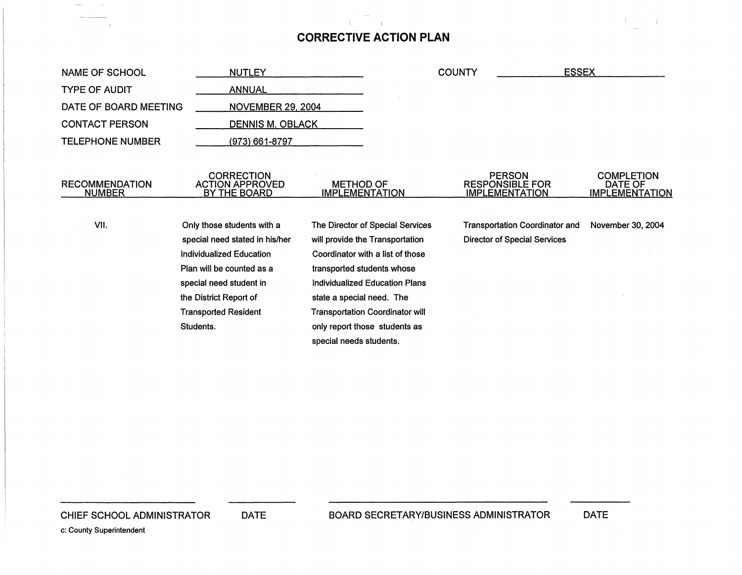# CORRECTIVE ACTION PLAN

| | | | |
|---|---|---|---|
| NAME OF SCHOOL | NUTLEY | COUNTY | ESSEX |
| TYPE OF AUDIT | ANNUAL | | |
| DATE OF BOARD MEETING | NOVEMBER 29, 2004 | | |
| CONTACT PERSON | DENNIS M. OBLACK | | |
| TELEPHONE NUMBER | (973) 661-8797 | | |

| RECOMMENDATION NUMBER | CORRECTION ACTION APPROVED BY THE BOARD | METHOD OF IMPLEMENTATION | PERSON RESPONSIBLE FOR IMPLEMENTATION | COMPLETION DATE OF IMPLEMENTATION |
|---|---|---|---|---|
| VII. | Only those students with a special need stated in his/her Individualized Education Plan will be counted as a special need student in the District Report of Transported Resident Students. | The Director of Special Services will provide the Transportation Coordinator with a list of those transported students whose Individualized Education Plans state a special need. The Transportation Coordinator will only report those students as special needs students. | Transportation Coordinator and Director of Special Services | November 30, 2004 |

CHIEF SCHOOL ADMINISTRATOR ____________ DATE ____________

BOARD SECRETARY/BUSINESS ADMINISTRATOR ____________ DATE ____________

c: County Superintendent